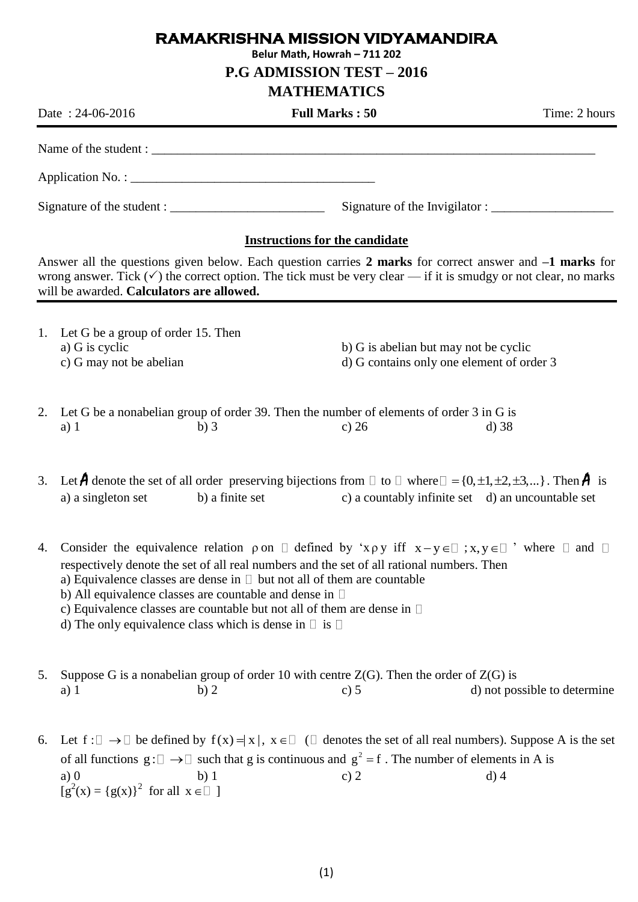# RAMAKRISHNA MISSION VIDYAMANDIRA

**Belur Math, Howrah – 711 202**

## P.G ADMISSION TEST – 2016

## MATHEMATICS

Date : 24-06-2016 | **Full Marks : 50** | Time: 2 hours

Name of the student : ___________________________________________________________________

Application No. : ______________________________________

Signature of the student : ________________________ Signature of the Invigilator : ___________________

**Instructions for the candidate**

Answer all the questions given below. Each question carries **2 marks** for correct answer and **–1 marks** for wrong answer. Tick (✓) the correct option. The tick must be very clear — if it is smudgy or not clear, no marks will be awarded. **Calculators are allowed.**

1. Let G be a group of order 15. Then
   a) G is cyclic
   b) G is abelian but may not be cyclic
   c) G may not be abelian
   d) G contains only one element of order 3

2. Let G be a nonabelian group of order 39. Then the number of elements of order 3 in G is
   a) 1 b) 3 c) 26 d) 38

3. Let $\mathcal{A}$ denote the set of all order preserving bijections from $\mathbb{Z}$ to $\mathbb{Z}$ where $\mathbb{Z} = \{0, \pm 1, \pm 2, \pm 3, ...\}$. Then $\mathcal{A}$ is
   a) a singleton set b) a finite set c) a countably infinite set d) an uncountable set

4. Consider the equivalence relation $\rho$ on $\mathbb{R}$ defined by '$x \rho y$ iff $x - y \in \mathbb{Q}$; $x, y \in \mathbb{R}$' where $\mathbb{R}$ and $\mathbb{Q}$ respectively denote the set of all real numbers and the set of all rational numbers. Then
   a) Equivalence classes are dense in $\mathbb{R}$ but not all of them are countable
   b) All equivalence classes are countable and dense in $\mathbb{R}$
   c) Equivalence classes are countable but not all of them are dense in $\mathbb{R}$
   d) The only equivalence class which is dense in $\mathbb{R}$ is $\mathbb{Q}$

5. Suppose G is a nonabelian group of order 10 with centre Z(G). Then the order of Z(G) is
   a) 1 b) 2 c) 5 d) not possible to determine

6. Let $f : \mathbb{R} \to \mathbb{R}$ be defined by $f(x) = |x|$, $x \in \mathbb{R}$ ($\mathbb{R}$ denotes the set of all real numbers). Suppose A is the set of all functions $g : \mathbb{R} \to \mathbb{R}$ such that g is continuous and $g^2 = f$. The number of elements in A is
   a) 0 b) 1 c) 2 d) 4
   [$g^2(x) = \{g(x)\}^2$ for all $x \in \mathbb{R}$ ]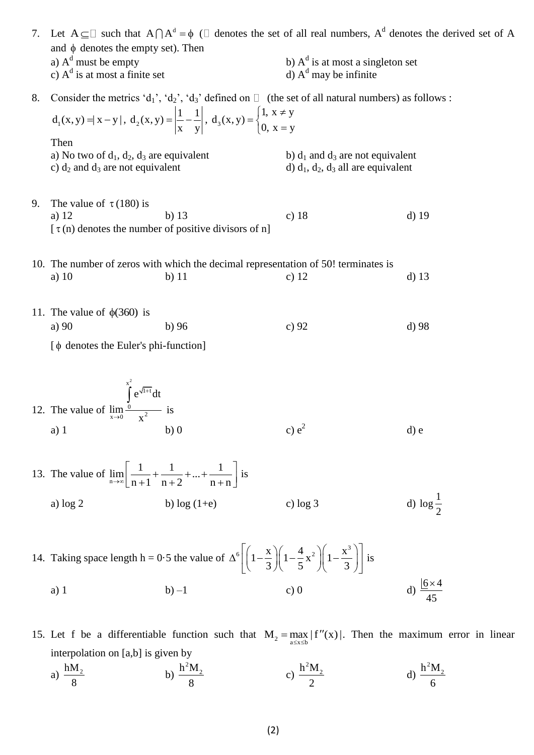7. Let $A \subseteq \mathbb{R}$ such that $A \cap A^d = \phi$ ($\mathbb{R}$ denotes the set of all real numbers, $A^d$ denotes the derived set of A and $\phi$ denotes the empty set). Then

   a) $A^d$ must be empty
   b) $A^d$ is at most a singleton set
   c) $A^d$ is at most a finite set
   d) $A^d$ may be infinite

8. Consider the metrics '$d_1$', '$d_2$', '$d_3$' defined on $\mathbb{N}$ (the set of all natural numbers) as follows :

   $$d_1(x,y) = |x-y|,\ d_2(x,y) = \left|\frac{1}{x} - \frac{1}{y}\right|,\ d_3(x,y) = \begin{cases} 1, & x \neq y \\ 0, & x = y \end{cases}$$

   Then

   a) No two of $d_1$, $d_2$, $d_3$ are equivalent
   b) $d_1$ and $d_3$ are not equivalent
   c) $d_2$ and $d_3$ are not equivalent
   d) $d_1$, $d_2$, $d_3$ all are equivalent

9. The value of $\tau(180)$ is

   a) 12　　b) 13　　c) 18　　d) 19

   [$\tau(n)$ denotes the number of positive divisors of n]

10. The number of zeros with which the decimal representation of 50! terminates is

    a) 10　　b) 11　　c) 12　　d) 13

11. The value of $\phi(360)$ is

    a) 90　　b) 96　　c) 92　　d) 98

    [$\phi$ denotes the Euler's phi-function]

12. The value of $\lim\limits_{x \to 0} \dfrac{\int_0^{x^2} e^{\sqrt{1+t}}\,dt}{x^2}$ is

    a) 1　　b) 0　　c) $e^2$　　d) e

13. The value of $\lim\limits_{n \to \infty}\left[\dfrac{1}{n+1} + \dfrac{1}{n+2} + \ldots + \dfrac{1}{n+n}\right]$ is

    a) log 2　　b) log (1+e)　　c) log 3　　d) $\log\dfrac{1}{2}$

14. Taking space length h = 0·5 the value of $\Delta^6\left[\left(1 - \dfrac{x}{3}\right)\left(1 - \dfrac{4}{5}x^2\right)\left(1 - \dfrac{x^3}{3}\right)\right]$ is

    a) 1　　b) –1　　c) 0　　d) $\dfrac{\lfloor 6 \times 4}{45}$

15. Let f be a differentiable function such that $M_2 = \max\limits_{a \le x \le b} |f''(x)|$. Then the maximum error in linear interpolation on [a,b] is given by

    a) $\dfrac{hM_2}{8}$　　b) $\dfrac{h^2M_2}{8}$　　c) $\dfrac{h^2M_2}{2}$　　d) $\dfrac{h^2M_2}{6}$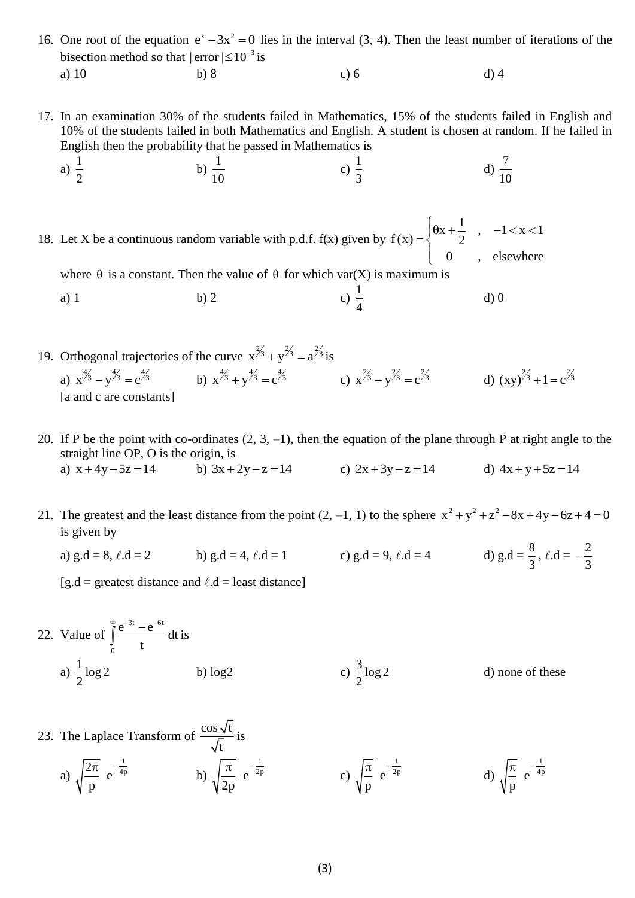16. One root of the equation $e^x - 3x^2 = 0$ lies in the interval (3, 4). Then the least number of iterations of the bisection method so that $|\text{error}| \le 10^{-3}$ is

    a) 10 b) 8 c) 6 d) 4

17. In an examination 30% of the students failed in Mathematics, 15% of the students failed in English and 10% of the students failed in both Mathematics and English. A student is chosen at random. If he failed in English then the probability that he passed in Mathematics is

    a) $\frac{1}{2}$ b) $\frac{1}{10}$ c) $\frac{1}{3}$ d) $\frac{7}{10}$

18. Let X be a continuous random variable with p.d.f. f(x) given by $f(x) = \begin{cases} \theta x + \frac{1}{2} & , \quad -1 < x < 1 \\ 0 & , \quad \text{elsewhere} \end{cases}$

    where $\theta$ is a constant. Then the value of $\theta$ for which var(X) is maximum is

    a) 1 b) 2 c) $\frac{1}{4}$ d) 0

19. Orthogonal trajectories of the curve $x^{2/3} + y^{2/3} = a^{2/3}$ is

    a) $x^{4/3} - y^{4/3} = c^{4/3}$ b) $x^{4/3} + y^{4/3} = c^{4/3}$ c) $x^{2/3} - y^{2/3} = c^{2/3}$ d) $(xy)^{2/3} + 1 = c^{2/3}$

    [a and c are constants]

20. If P be the point with co-ordinates (2, 3, –1), then the equation of the plane through P at right angle to the straight line OP, O is the origin, is

    a) $x + 4y - 5z = 14$ b) $3x + 2y - z = 14$ c) $2x + 3y - z = 14$ d) $4x + y + 5z = 14$

21. The greatest and the least distance from the point (2, –1, 1) to the sphere $x^2 + y^2 + z^2 - 8x + 4y - 6z + 4 = 0$ is given by

    a) g.d = 8, $\ell$.d = 2 b) g.d = 4, $\ell$.d = 1 c) g.d = 9, $\ell$.d = 4 d) g.d = $\frac{8}{3}$, $\ell$.d = $-\frac{2}{3}$

    [g.d = greatest distance and $\ell$.d = least distance]

22. Value of $\int_0^\infty \frac{e^{-3t} - e^{-6t}}{t} dt$ is

    a) $\frac{1}{2}\log 2$ b) log2 c) $\frac{3}{2}\log 2$ d) none of these

23. The Laplace Transform of $\frac{\cos\sqrt{t}}{\sqrt{t}}$ is

    a) $\sqrt{\frac{2\pi}{p}}\ e^{-\frac{1}{4p}}$ b) $\sqrt{\frac{\pi}{2p}}\ e^{-\frac{1}{2p}}$ c) $\sqrt{\frac{\pi}{p}}\ e^{-\frac{1}{2p}}$ d) $\sqrt{\frac{\pi}{p}}\ e^{-\frac{1}{4p}}$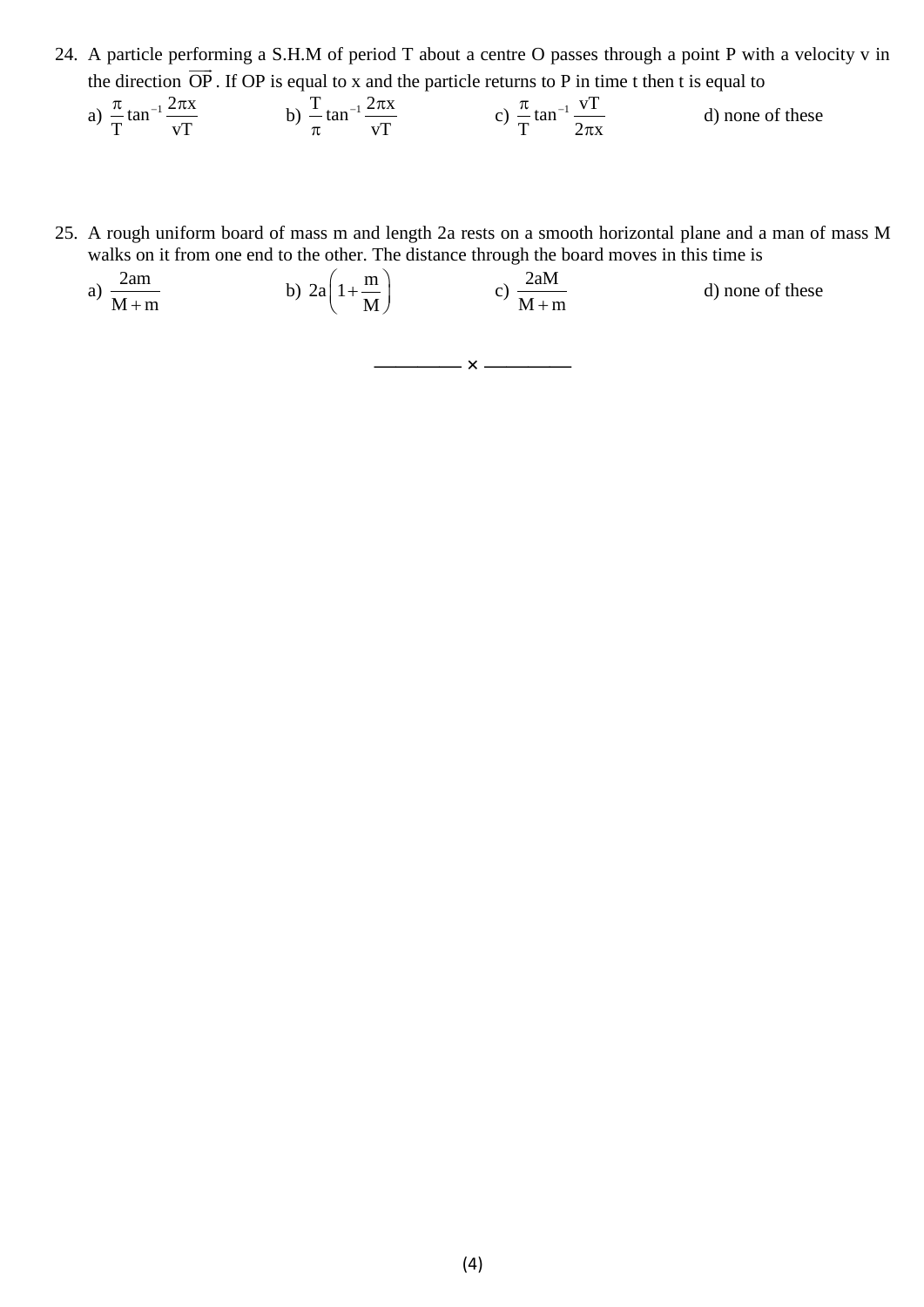24. A particle performing a S.H.M of period T about a centre O passes through a point P with a velocity v in the direction $\overrightarrow{OP}$. If OP is equal to x and the particle returns to P in time t then t is equal to

    a) $\frac{\pi}{T}\tan^{-1}\frac{2\pi x}{vT}$ b) $\frac{T}{\pi}\tan^{-1}\frac{2\pi x}{vT}$ c) $\frac{\pi}{T}\tan^{-1}\frac{vT}{2\pi x}$ d) none of these

25. A rough uniform board of mass m and length 2a rests on a smooth horizontal plane and a man of mass M walks on it from one end to the other. The distance through the board moves in this time is

    a) $\frac{2am}{M+m}$ b) $2a\left(1+\frac{m}{M}\right)$ c) $\frac{2aM}{M+m}$ d) none of these

———— × ————